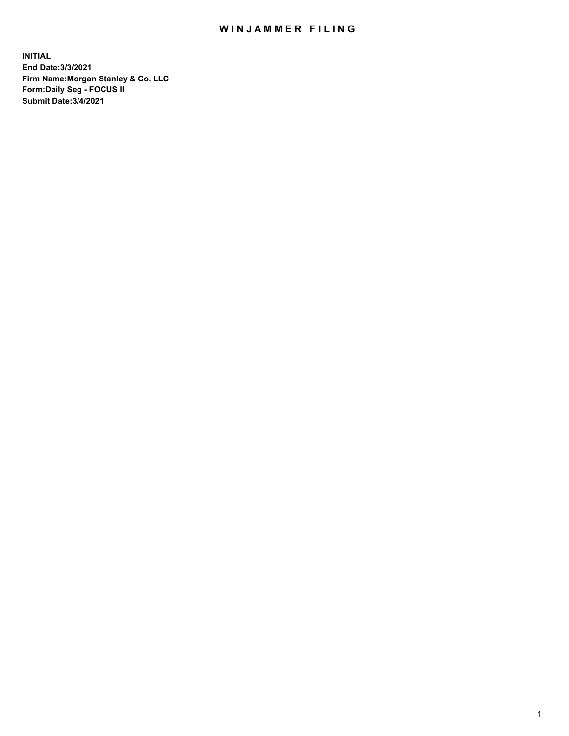# WINJAMMER FILING

**INITIAL**
**End Date:3/3/2021**
**Firm Name:Morgan Stanley & Co. LLC**
**Form:Daily Seg - FOCUS II**
**Submit Date:3/4/2021**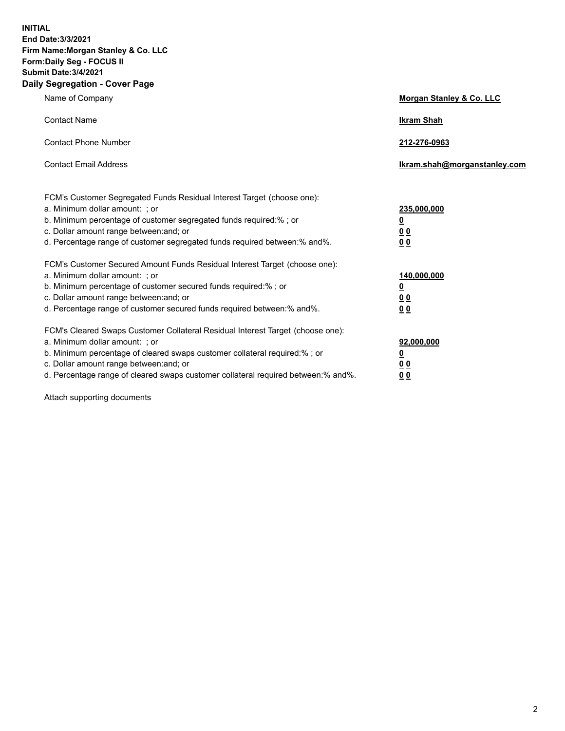**INITIAL**
**End Date:3/3/2021**
**Firm Name:Morgan Stanley & Co. LLC**
**Form:Daily Seg - FOCUS II**
**Submit Date:3/4/2021**

## Daily Segregation - Cover Page

| | |
|---|---|
| Name of Company | **Morgan Stanley & Co. LLC** |
| Contact Name | **Ikram Shah** |
| Contact Phone Number | **212-276-0963** |
| Contact Email Address | **Ikram.shah@morganstanley.com** |

| | |
|---|---|
| FCM's Customer Segregated Funds Residual Interest Target (choose one): | |
| a. Minimum dollar amount: ; or | **235,000,000** |
| b. Minimum percentage of customer segregated funds required:% ; or | **0** |
| c. Dollar amount range between:and; or | **0 0** |
| d. Percentage range of customer segregated funds required between:% and%. | **0 0** |
| FCM's Customer Secured Amount Funds Residual Interest Target (choose one): | |
| a. Minimum dollar amount: ; or | **140,000,000** |
| b. Minimum percentage of customer secured funds required:% ; or | **0** |
| c. Dollar amount range between:and; or | **0 0** |
| d. Percentage range of customer secured funds required between:% and%. | **0 0** |
| FCM's Cleared Swaps Customer Collateral Residual Interest Target (choose one): | |
| a. Minimum dollar amount: ; or | **92,000,000** |
| b. Minimum percentage of cleared swaps customer collateral required:% ; or | **0** |
| c. Dollar amount range between:and; or | **0 0** |
| d. Percentage range of cleared swaps customer collateral required between:% and%. | **0 0** |

Attach supporting documents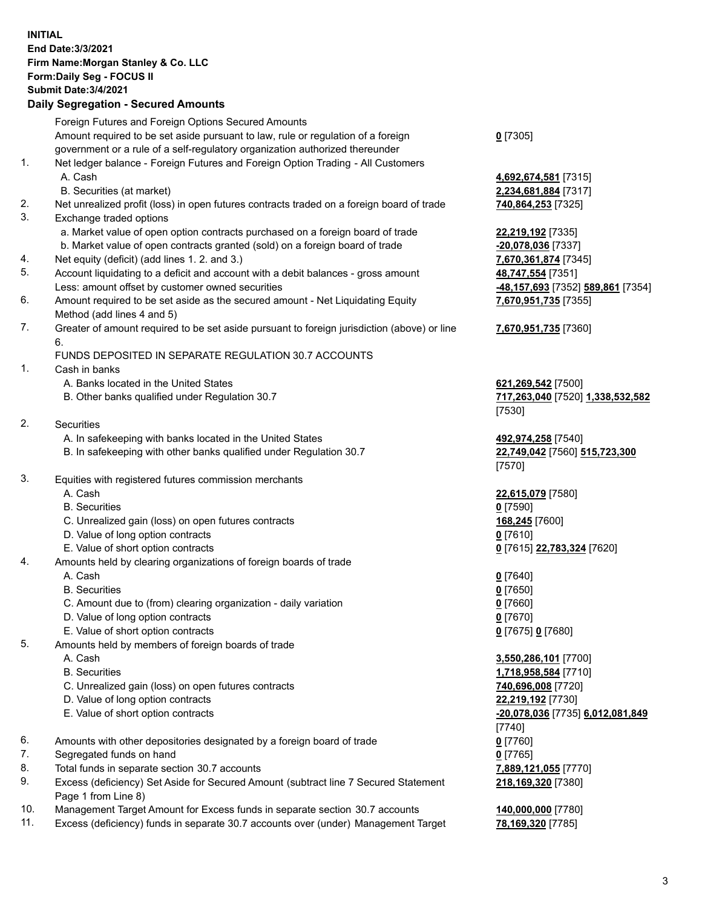**INITIAL**
**End Date:3/3/2021**
**Firm Name:Morgan Stanley & Co. LLC**
**Form:Daily Seg - FOCUS II**
**Submit Date:3/4/2021**

**Daily Segregation - Secured Amounts**

| | | |
|---|---|---|
| | Foreign Futures and Foreign Options Secured Amounts | |
| | Amount required to be set aside pursuant to law, rule or regulation of a foreign government or a rule of a self-regulatory organization authorized thereunder | **0** [7305] |
| 1. | Net ledger balance - Foreign Futures and Foreign Option Trading - All Customers | |
| | A. Cash | **4,692,674,581** [7315] |
| | B. Securities (at market) | **2,234,681,884** [7317] |
| 2. | Net unrealized profit (loss) in open futures contracts traded on a foreign board of trade | **740,864,253** [7325] |
| 3. | Exchange traded options | |
| | a. Market value of open option contracts purchased on a foreign board of trade | **22,219,192** [7335] |
| | b. Market value of open contracts granted (sold) on a foreign board of trade | **-20,078,036** [7337] |
| 4. | Net equity (deficit) (add lines 1. 2. and 3.) | **7,670,361,874** [7345] |
| 5. | Account liquidating to a deficit and account with a debit balances - gross amount | **48,747,554** [7351] |
| | Less: amount offset by customer owned securities | **-48,157,693** [7352] **589,861** [7354] |
| 6. | Amount required to be set aside as the secured amount - Net Liquidating Equity Method (add lines 4 and 5) | **7,670,951,735** [7355] |
| 7. | Greater of amount required to be set aside pursuant to foreign jurisdiction (above) or line 6. | **7,670,951,735** [7360] |
| | FUNDS DEPOSITED IN SEPARATE REGULATION 30.7 ACCOUNTS | |
| 1. | Cash in banks | |
| | A. Banks located in the United States | **621,269,542** [7500] |
| | B. Other banks qualified under Regulation 30.7 | **717,263,040** [7520] **1,338,532,582** [7530] |
| 2. | Securities | |
| | A. In safekeeping with banks located in the United States | **492,974,258** [7540] |
| | B. In safekeeping with other banks qualified under Regulation 30.7 | **22,749,042** [7560] **515,723,300** [7570] |
| 3. | Equities with registered futures commission merchants | |
| | A. Cash | **22,615,079** [7580] |
| | B. Securities | **0** [7590] |
| | C. Unrealized gain (loss) on open futures contracts | **168,245** [7600] |
| | D. Value of long option contracts | **0** [7610] |
| | E. Value of short option contracts | **0** [7615] **22,783,324** [7620] |
| 4. | Amounts held by clearing organizations of foreign boards of trade | |
| | A. Cash | **0** [7640] |
| | B. Securities | **0** [7650] |
| | C. Amount due to (from) clearing organization - daily variation | **0** [7660] |
| | D. Value of long option contracts | **0** [7670] |
| | E. Value of short option contracts | **0** [7675] **0** [7680] |
| 5. | Amounts held by members of foreign boards of trade | |
| | A. Cash | **3,550,286,101** [7700] |
| | B. Securities | **1,718,958,584** [7710] |
| | C. Unrealized gain (loss) on open futures contracts | **740,696,008** [7720] |
| | D. Value of long option contracts | **22,219,192** [7730] |
| | E. Value of short option contracts | **-20,078,036** [7735] **6,012,081,849** [7740] |
| 6. | Amounts with other depositories designated by a foreign board of trade | **0** [7760] |
| 7. | Segregated funds on hand | **0** [7765] |
| 8. | Total funds in separate section 30.7 accounts | **7,889,121,055** [7770] |
| 9. | Excess (deficiency) Set Aside for Secured Amount (subtract line 7 Secured Statement Page 1 from Line 8) | **218,169,320** [7380] |
| 10. | Management Target Amount for Excess funds in separate section 30.7 accounts | **140,000,000** [7780] |
| 11. | Excess (deficiency) funds in separate 30.7 accounts over (under) Management Target | **78,169,320** [7785] |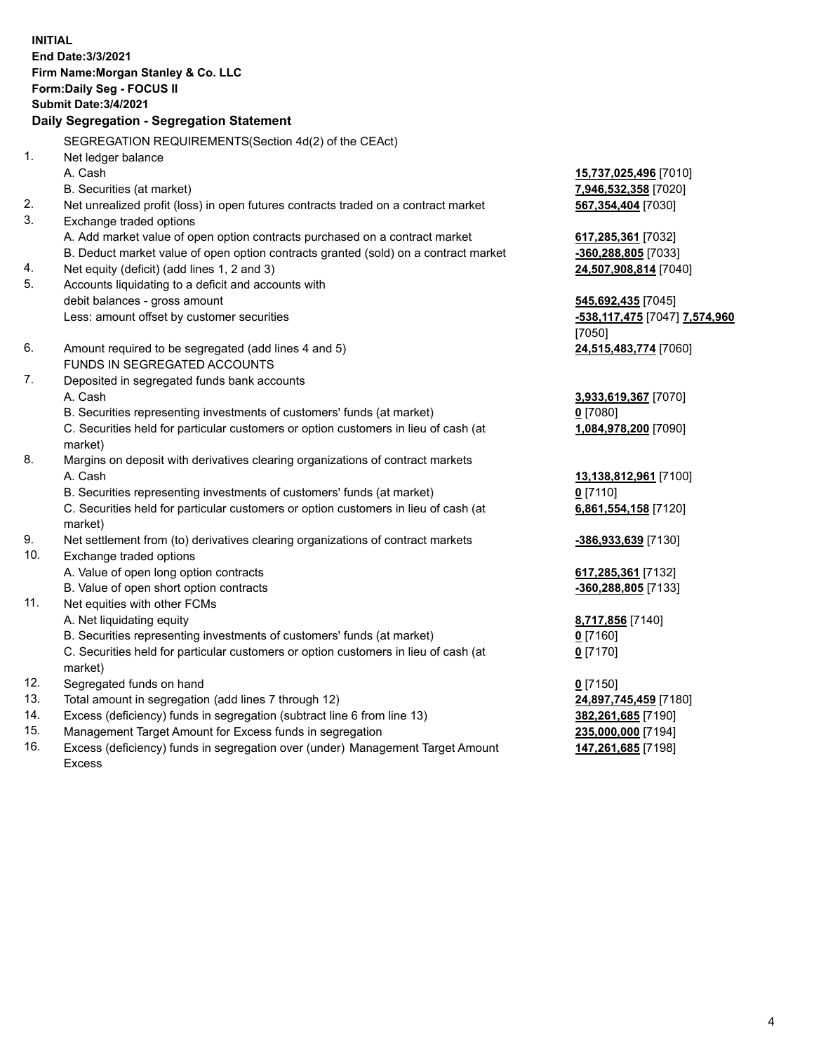**INITIAL**
**End Date:3/3/2021**
**Firm Name:Morgan Stanley & Co. LLC**
**Form:Daily Seg - FOCUS II**
**Submit Date:3/4/2021**

## Daily Segregation - Segregation Statement

| | | |
|---|---|---|
| | SEGREGATION REQUIREMENTS(Section 4d(2) of the CEAct) | |
| 1. | Net ledger balance | |
| | A. Cash | **15,737,025,496** [7010] |
| | B. Securities (at market) | **7,946,532,358** [7020] |
| 2. | Net unrealized profit (loss) in open futures contracts traded on a contract market | **567,354,404** [7030] |
| 3. | Exchange traded options | |
| | A. Add market value of open option contracts purchased on a contract market | **617,285,361** [7032] |
| | B. Deduct market value of open option contracts granted (sold) on a contract market | **-360,288,805** [7033] |
| 4. | Net equity (deficit) (add lines 1, 2 and 3) | **24,507,908,814** [7040] |
| 5. | Accounts liquidating to a deficit and accounts with | |
| | debit balances - gross amount | **545,692,435** [7045] |
| | Less: amount offset by customer securities | **-538,117,475** [7047] **7,574,960** [7050] |
| 6. | Amount required to be segregated (add lines 4 and 5) | **24,515,483,774** [7060] |
| | FUNDS IN SEGREGATED ACCOUNTS | |
| 7. | Deposited in segregated funds bank accounts | |
| | A. Cash | **3,933,619,367** [7070] |
| | B. Securities representing investments of customers' funds (at market) | **0** [7080] |
| | C. Securities held for particular customers or option customers in lieu of cash (at market) | **1,084,978,200** [7090] |
| 8. | Margins on deposit with derivatives clearing organizations of contract markets | |
| | A. Cash | **13,138,812,961** [7100] |
| | B. Securities representing investments of customers' funds (at market) | **0** [7110] |
| | C. Securities held for particular customers or option customers in lieu of cash (at market) | **6,861,554,158** [7120] |
| 9. | Net settlement from (to) derivatives clearing organizations of contract markets | **-386,933,639** [7130] |
| 10. | Exchange traded options | |
| | A. Value of open long option contracts | **617,285,361** [7132] |
| | B. Value of open short option contracts | **-360,288,805** [7133] |
| 11. | Net equities with other FCMs | |
| | A. Net liquidating equity | **8,717,856** [7140] |
| | B. Securities representing investments of customers' funds (at market) | **0** [7160] |
| | C. Securities held for particular customers or option customers in lieu of cash (at market) | **0** [7170] |
| 12. | Segregated funds on hand | **0** [7150] |
| 13. | Total amount in segregation (add lines 7 through 12) | **24,897,745,459** [7180] |
| 14. | Excess (deficiency) funds in segregation (subtract line 6 from line 13) | **382,261,685** [7190] |
| 15. | Management Target Amount for Excess funds in segregation | **235,000,000** [7194] |
| 16. | Excess (deficiency) funds in segregation over (under) Management Target Amount Excess | **147,261,685** [7198] |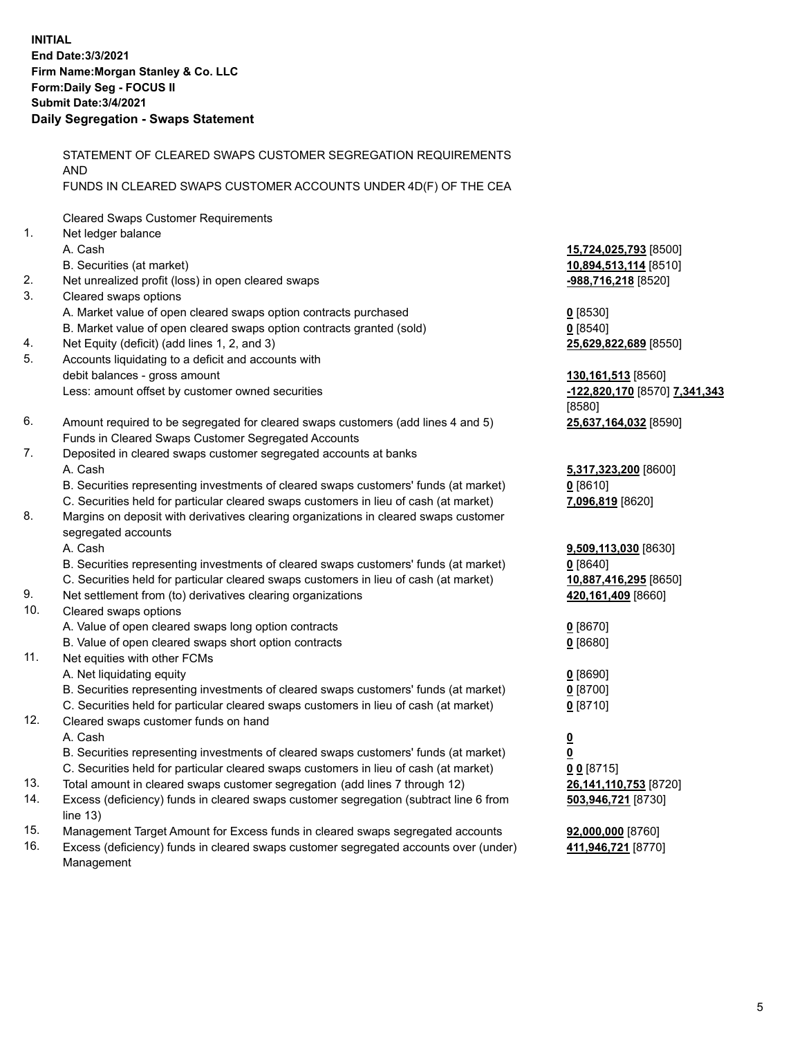**INITIAL**
**End Date:3/3/2021**
**Firm Name:Morgan Stanley & Co. LLC**
**Form:Daily Seg - FOCUS II**
**Submit Date:3/4/2021**
**Daily Segregation - Swaps Statement**

STATEMENT OF CLEARED SWAPS CUSTOMER SEGREGATION REQUIREMENTS AND
FUNDS IN CLEARED SWAPS CUSTOMER ACCOUNTS UNDER 4D(F) OF THE CEA

| | | |
|---|---|---|
| | Cleared Swaps Customer Requirements | |
| 1. | Net ledger balance | |
| | A. Cash | **15,724,025,793** [8500] |
| | B. Securities (at market) | **10,894,513,114** [8510] |
| 2. | Net unrealized profit (loss) in open cleared swaps | **-988,716,218** [8520] |
| 3. | Cleared swaps options | |
| | A. Market value of open cleared swaps option contracts purchased | **0** [8530] |
| | B. Market value of open cleared swaps option contracts granted (sold) | **0** [8540] |
| 4. | Net Equity (deficit) (add lines 1, 2, and 3) | **25,629,822,689** [8550] |
| 5. | Accounts liquidating to a deficit and accounts with | |
| | debit balances - gross amount | **130,161,513** [8560] |
| | Less: amount offset by customer owned securities | **-122,820,170** [8570] **7,341,343** [8580] |
| 6. | Amount required to be segregated for cleared swaps customers (add lines 4 and 5) | **25,637,164,032** [8590] |
| | Funds in Cleared Swaps Customer Segregated Accounts | |
| 7. | Deposited in cleared swaps customer segregated accounts at banks | |
| | A. Cash | **5,317,323,200** [8600] |
| | B. Securities representing investments of cleared swaps customers' funds (at market) | **0** [8610] |
| | C. Securities held for particular cleared swaps customers in lieu of cash (at market) | **7,096,819** [8620] |
| 8. | Margins on deposit with derivatives clearing organizations in cleared swaps customer segregated accounts | |
| | A. Cash | **9,509,113,030** [8630] |
| | B. Securities representing investments of cleared swaps customers' funds (at market) | **0** [8640] |
| | C. Securities held for particular cleared swaps customers in lieu of cash (at market) | **10,887,416,295** [8650] |
| 9. | Net settlement from (to) derivatives clearing organizations | **420,161,409** [8660] |
| 10. | Cleared swaps options | |
| | A. Value of open cleared swaps long option contracts | **0** [8670] |
| | B. Value of open cleared swaps short option contracts | **0** [8680] |
| 11. | Net equities with other FCMs | |
| | A. Net liquidating equity | **0** [8690] |
| | B. Securities representing investments of cleared swaps customers' funds (at market) | **0** [8700] |
| | C. Securities held for particular cleared swaps customers in lieu of cash (at market) | **0** [8710] |
| 12. | Cleared swaps customer funds on hand | |
| | A. Cash | **0** |
| | B. Securities representing investments of cleared swaps customers' funds (at market) | **0** |
| | C. Securities held for particular cleared swaps customers in lieu of cash (at market) | **0** **0** [8715] |
| 13. | Total amount in cleared swaps customer segregation (add lines 7 through 12) | **26,141,110,753** [8720] |
| 14. | Excess (deficiency) funds in cleared swaps customer segregation (subtract line 6 from line 13) | **503,946,721** [8730] |
| 15. | Management Target Amount for Excess funds in cleared swaps segregated accounts | **92,000,000** [8760] |
| 16. | Excess (deficiency) funds in cleared swaps customer segregated accounts over (under) Management | **411,946,721** [8770] |